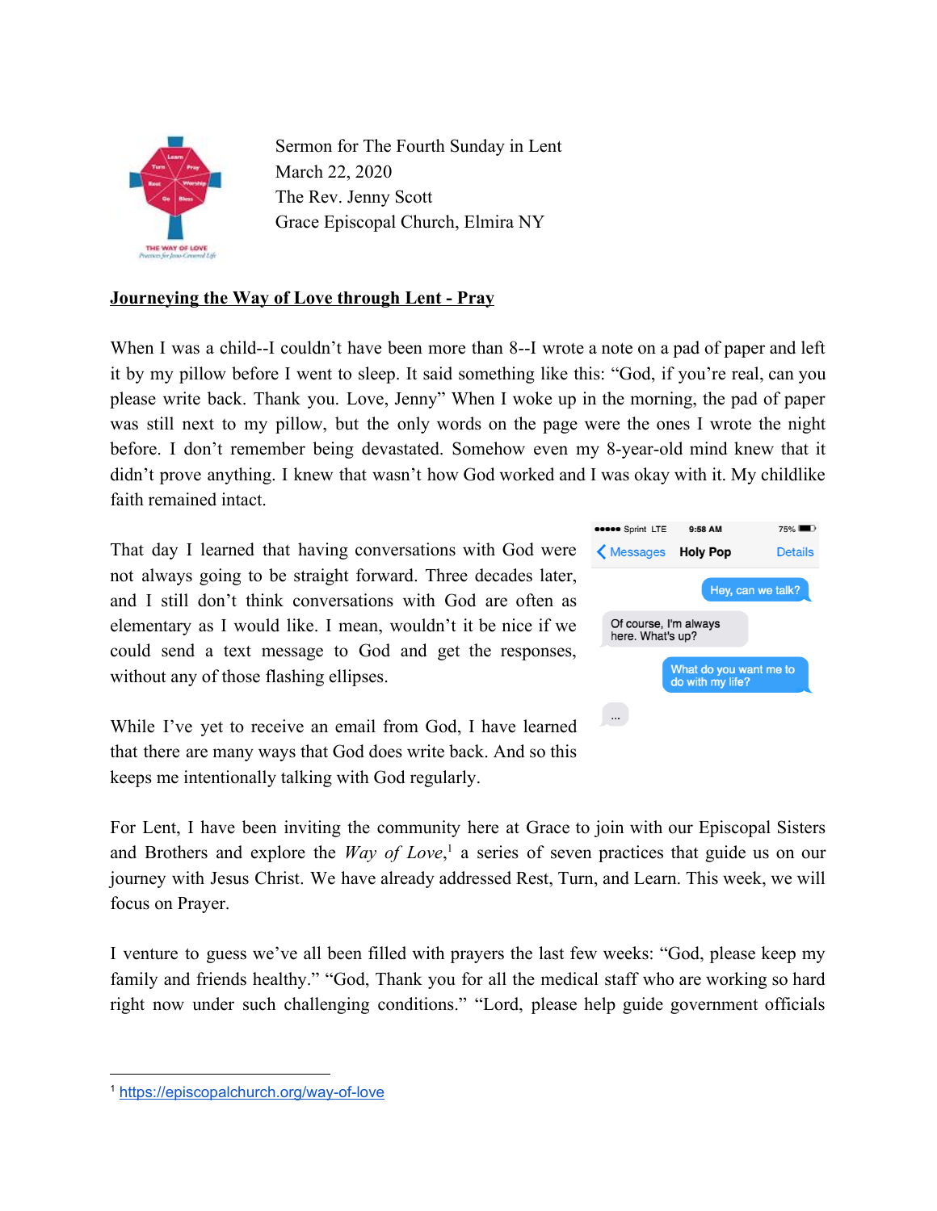Sermon for The Fourth Sunday in Lent
March 22, 2020
The Rev. Jenny Scott
Grace Episcopal Church, Elmira NY

**Journeying the Way of Love through Lent - Pray**

When I was a child--I couldn't have been more than 8--I wrote a note on a pad of paper and left it by my pillow before I went to sleep. It said something like this: "God, if you're real, can you please write back. Thank you. Love, Jenny" When I woke up in the morning, the pad of paper was still next to my pillow, but the only words on the page were the ones I wrote the night before. I don't remember being devastated. Somehow even my 8-year-old mind knew that it didn't prove anything. I knew that wasn't how God worked and I was okay with it. My childlike faith remained intact.

That day I learned that having conversations with God were not always going to be straight forward. Three decades later, and I still don't think conversations with God are often as elementary as I would like. I mean, wouldn't it be nice if we could send a text message to God and get the responses, without any of those flashing ellipses.

While I've yet to receive an email from God, I have learned that there are many ways that God does write back. And so this keeps me intentionally talking with God regularly.

For Lent, I have been inviting the community here at Grace to join with our Episcopal Sisters and Brothers and explore the *Way of Love*,[1] a series of seven practices that guide us on our journey with Jesus Christ. We have already addressed Rest, Turn, and Learn. This week, we will focus on Prayer.

I venture to guess we've all been filled with prayers the last few weeks: "God, please keep my family and friends healthy." "God, Thank you for all the medical staff who are working so hard right now under such challenging conditions." "Lord, please help guide government officials

[1] https://episcopalchurch.org/way-of-love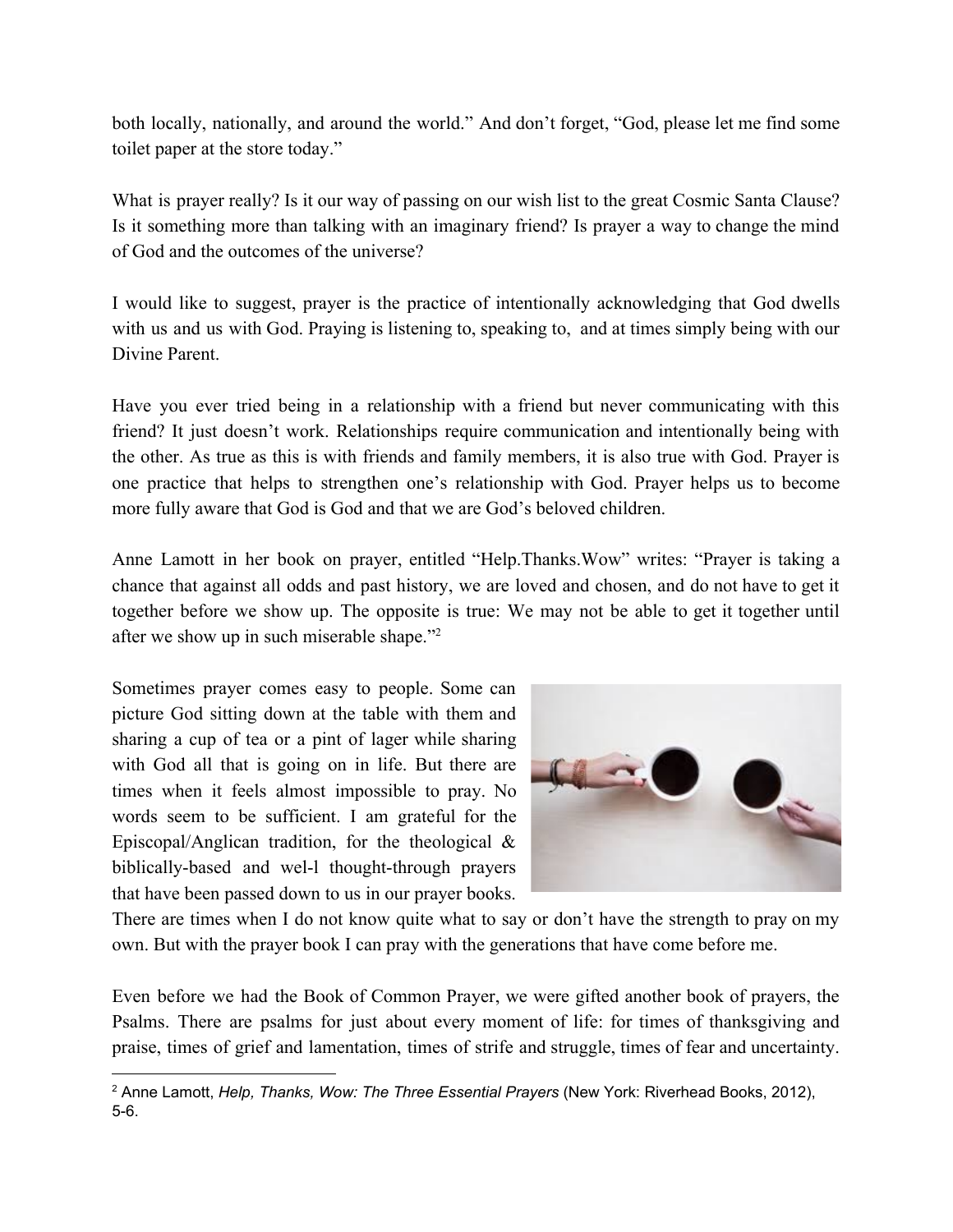both locally, nationally, and around the world." And don't forget, "God, please let me find some toilet paper at the store today."

What is prayer really? Is it our way of passing on our wish list to the great Cosmic Santa Clause? Is it something more than talking with an imaginary friend? Is prayer a way to change the mind of God and the outcomes of the universe?

I would like to suggest, prayer is the practice of intentionally acknowledging that God dwells with us and us with God. Praying is listening to, speaking to, and at times simply being with our Divine Parent.

Have you ever tried being in a relationship with a friend but never communicating with this friend? It just doesn't work. Relationships require communication and intentionally being with the other. As true as this is with friends and family members, it is also true with God. Prayer is one practice that helps to strengthen one's relationship with God. Prayer helps us to become more fully aware that God is God and that we are God's beloved children.

Anne Lamott in her book on prayer, entitled "Help.Thanks.Wow" writes: "Prayer is taking a chance that against all odds and past history, we are loved and chosen, and do not have to get it together before we show up. The opposite is true: We may not be able to get it together until after we show up in such miserable shape."[2]

Sometimes prayer comes easy to people. Some can picture God sitting down at the table with them and sharing a cup of tea or a pint of lager while sharing with God all that is going on in life. But there are times when it feels almost impossible to pray. No words seem to be sufficient. I am grateful for the Episcopal/Anglican tradition, for the theological & biblically-based and wel-l thought-through prayers that have been passed down to us in our prayer books. There are times when I do not know quite what to say or don't have the strength to pray on my own. But with the prayer book I can pray with the generations that have come before me.

Even before we had the Book of Common Prayer, we were gifted another book of prayers, the Psalms. There are psalms for just about every moment of life: for times of thanksgiving and praise, times of grief and lamentation, times of strife and struggle, times of fear and uncertainty.

---

[2] Anne Lamott, *Help, Thanks, Wow: The Three Essential Prayers* (New York: Riverhead Books, 2012), 5-6.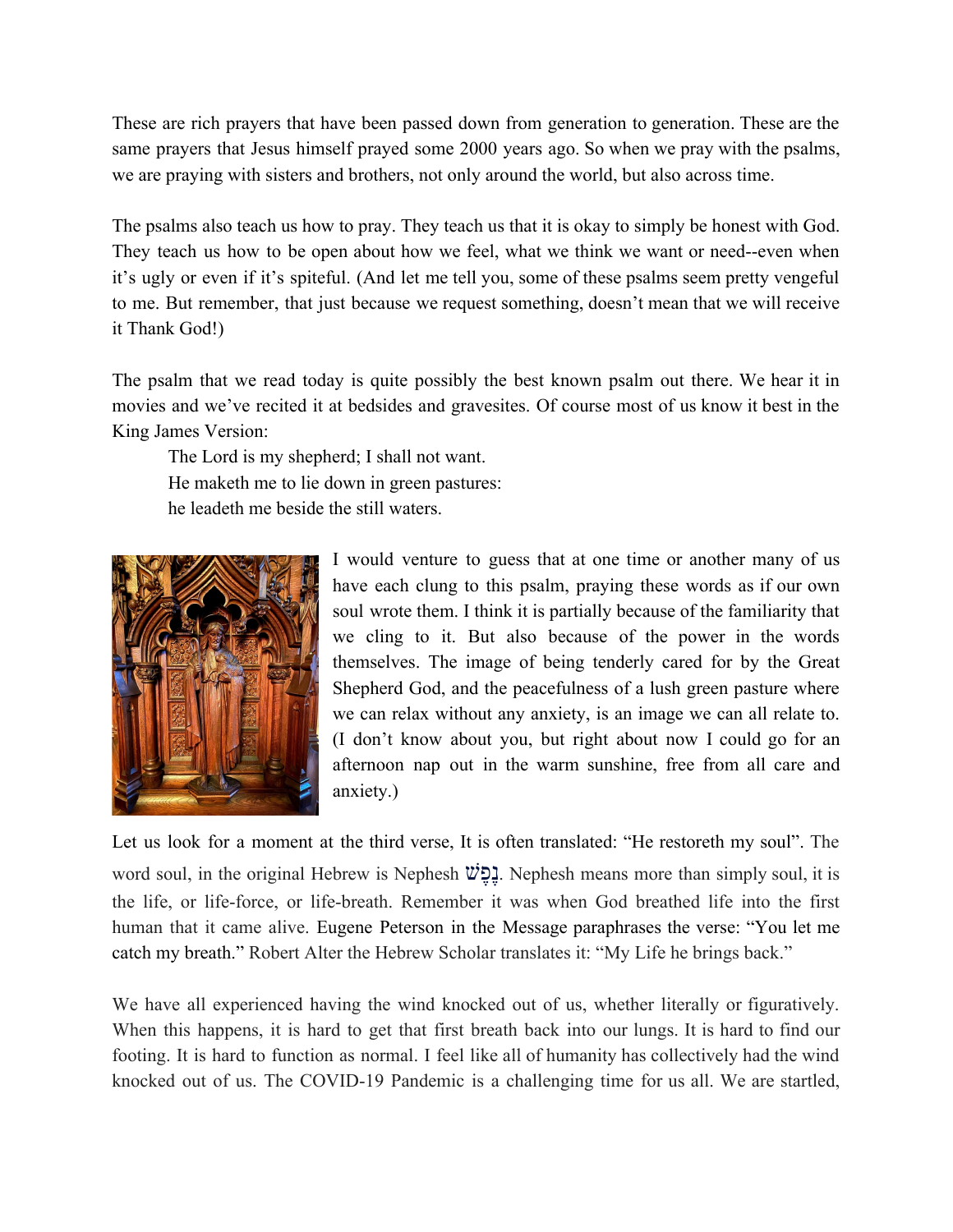These are rich prayers that have been passed down from generation to generation. These are the same prayers that Jesus himself prayed some 2000 years ago. So when we pray with the psalms, we are praying with sisters and brothers, not only around the world, but also across time.

The psalms also teach us how to pray. They teach us that it is okay to simply be honest with God. They teach us how to be open about how we feel, what we think we want or need--even when it's ugly or even if it's spiteful. (And let me tell you, some of these psalms seem pretty vengeful to me. But remember, that just because we request something, doesn't mean that we will receive it Thank God!)

The psalm that we read today is quite possibly the best known psalm out there. We hear it in movies and we've recited it at bedsides and gravesites. Of course most of us know it best in the King James Version:

> The Lord is my shepherd; I shall not want.
> He maketh me to lie down in green pastures:
> he leadeth me beside the still waters.

I would venture to guess that at one time or another many of us have each clung to this psalm, praying these words as if our own soul wrote them. I think it is partially because of the familiarity that we cling to it. But also because of the power in the words themselves. The image of being tenderly cared for by the Great Shepherd God, and the peacefulness of a lush green pasture where we can relax without any anxiety, is an image we can all relate to. (I don't know about you, but right about now I could go for an afternoon nap out in the warm sunshine, free from all care and anxiety.)

Let us look for a moment at the third verse, It is often translated: "He restoreth my soul". The word soul, in the original Hebrew is Nephesh נֶפֶשׁ. Nephesh means more than simply soul, it is the life, or life-force, or life-breath. Remember it was when God breathed life into the first human that it came alive. Eugene Peterson in the Message paraphrases the verse: "You let me catch my breath." Robert Alter the Hebrew Scholar translates it: "My Life he brings back."

We have all experienced having the wind knocked out of us, whether literally or figuratively. When this happens, it is hard to get that first breath back into our lungs. It is hard to find our footing. It is hard to function as normal. I feel like all of humanity has collectively had the wind knocked out of us. The COVID-19 Pandemic is a challenging time for us all. We are startled,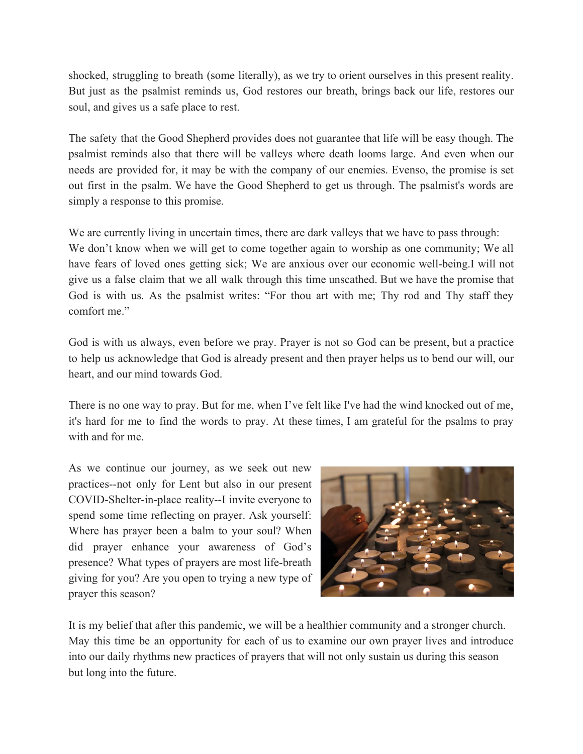shocked, struggling to breath (some literally), as we try to orient ourselves in this present reality. But just as the psalmist reminds us, God restores our breath, brings back our life, restores our soul, and gives us a safe place to rest.

The safety that the Good Shepherd provides does not guarantee that life will be easy though. The psalmist reminds also that there will be valleys where death looms large. And even when our needs are provided for, it may be with the company of our enemies. Evenso, the promise is set out first in the psalm. We have the Good Shepherd to get us through. The psalmist's words are simply a response to this promise.

We are currently living in uncertain times, there are dark valleys that we have to pass through: We don't know when we will get to come together again to worship as one community; We all have fears of loved ones getting sick; We are anxious over our economic well-being.I will not give us a false claim that we all walk through this time unscathed. But we have the promise that God is with us. As the psalmist writes: "For thou art with me; Thy rod and Thy staff they comfort me."

God is with us always, even before we pray. Prayer is not so God can be present, but a practice to help us acknowledge that God is already present and then prayer helps us to bend our will, our heart, and our mind towards God.

There is no one way to pray. But for me, when I've felt like I've had the wind knocked out of me, it's hard for me to find the words to pray. At these times, I am grateful for the psalms to pray with and for me.

As we continue our journey, as we seek out new practices--not only for Lent but also in our present COVID-Shelter-in-place reality--I invite everyone to spend some time reflecting on prayer. Ask yourself: Where has prayer been a balm to your soul? When did prayer enhance your awareness of God's presence? What types of prayers are most life-breath giving for you? Are you open to trying a new type of prayer this season?

It is my belief that after this pandemic, we will be a healthier community and a stronger church. May this time be an opportunity for each of us to examine our own prayer lives and introduce into our daily rhythms new practices of prayers that will not only sustain us during this season but long into the future.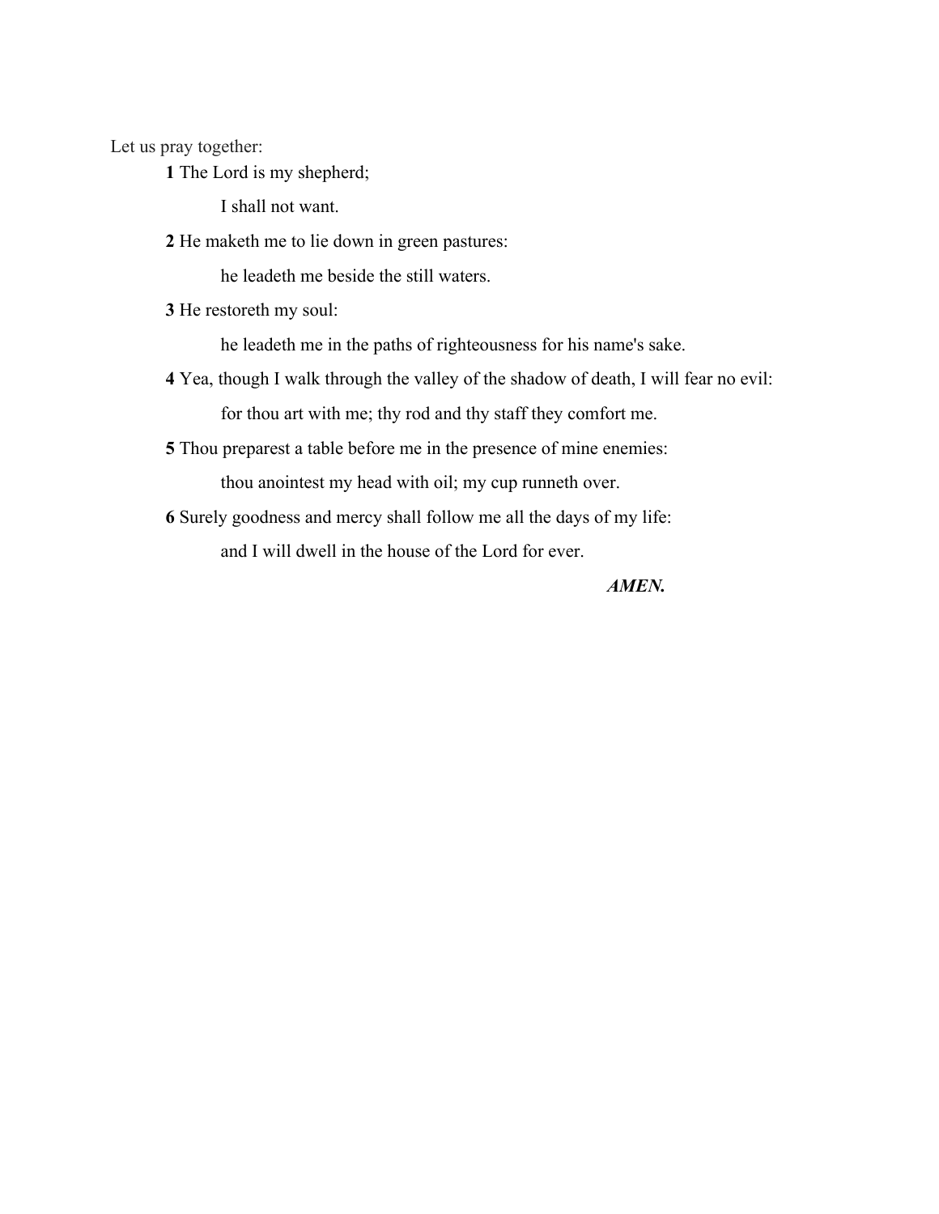Let us pray together:

**1** The Lord is my shepherd;

I shall not want.

**2** He maketh me to lie down in green pastures:

he leadeth me beside the still waters.

**3** He restoreth my soul:

he leadeth me in the paths of righteousness for his name's sake.

**4** Yea, though I walk through the valley of the shadow of death, I will fear no evil:

for thou art with me; thy rod and thy staff they comfort me.

**5** Thou preparest a table before me in the presence of mine enemies:

thou anointest my head with oil; my cup runneth over.

**6** Surely goodness and mercy shall follow me all the days of my life:

and I will dwell in the house of the Lord for ever.

***AMEN.***